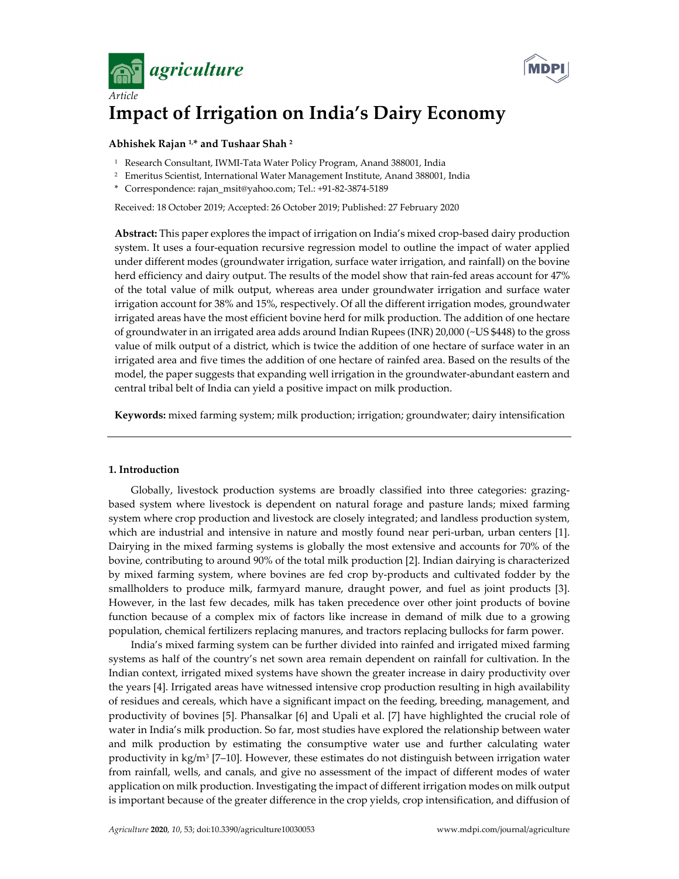*agriculture*

*Article*

# Impact of Irrigation on India's Dairy Economy

**Abhishek Rajan [1,*] and Tushaar Shah [2]**

[1] Research Consultant, IWMI-Tata Water Policy Program, Anand 388001, India
[2] Emeritus Scientist, International Water Management Institute, Anand 388001, India
* Correspondence: rajan_msit@yahoo.com; Tel.: +91-82-3874-5189

Received: 18 October 2019; Accepted: 26 October 2019; Published: 27 February 2020

**Abstract:** This paper explores the impact of irrigation on India's mixed crop-based dairy production system. It uses a four-equation recursive regression model to outline the impact of water applied under different modes (groundwater irrigation, surface water irrigation, and rainfall) on the bovine herd efficiency and dairy output. The results of the model show that rain-fed areas account for 47% of the total value of milk output, whereas area under groundwater irrigation and surface water irrigation account for 38% and 15%, respectively. Of all the different irrigation modes, groundwater irrigated areas have the most efficient bovine herd for milk production. The addition of one hectare of groundwater in an irrigated area adds around Indian Rupees (INR) 20,000 (~US $448) to the gross value of milk output of a district, which is twice the addition of one hectare of surface water in an irrigated area and five times the addition of one hectare of rainfed area. Based on the results of the model, the paper suggests that expanding well irrigation in the groundwater-abundant eastern and central tribal belt of India can yield a positive impact on milk production.

**Keywords:** mixed farming system; milk production; irrigation; groundwater; dairy intensification

## 1. Introduction

Globally, livestock production systems are broadly classified into three categories: grazing-based system where livestock is dependent on natural forage and pasture lands; mixed farming system where crop production and livestock are closely integrated; and landless production system, which are industrial and intensive in nature and mostly found near peri-urban, urban centers [1]. Dairying in the mixed farming systems is globally the most extensive and accounts for 70% of the bovine, contributing to around 90% of the total milk production [2]. Indian dairying is characterized by mixed farming system, where bovines are fed crop by-products and cultivated fodder by the smallholders to produce milk, farmyard manure, draught power, and fuel as joint products [3]. However, in the last few decades, milk has taken precedence over other joint products of bovine function because of a complex mix of factors like increase in demand of milk due to a growing population, chemical fertilizers replacing manures, and tractors replacing bullocks for farm power.

India's mixed farming system can be further divided into rainfed and irrigated mixed farming systems as half of the country's net sown area remain dependent on rainfall for cultivation. In the Indian context, irrigated mixed systems have shown the greater increase in dairy productivity over the years [4]. Irrigated areas have witnessed intensive crop production resulting in high availability of residues and cereals, which have a significant impact on the feeding, breeding, management, and productivity of bovines [5]. Phansalkar [6] and Upali et al. [7] have highlighted the crucial role of water in India's milk production. So far, most studies have explored the relationship between water and milk production by estimating the consumptive water use and further calculating water productivity in kg/m$^3$ [7–10]. However, these estimates do not distinguish between irrigation water from rainfall, wells, and canals, and give no assessment of the impact of different modes of water application on milk production. Investigating the impact of different irrigation modes on milk output is important because of the greater difference in the crop yields, crop intensification, and diffusion of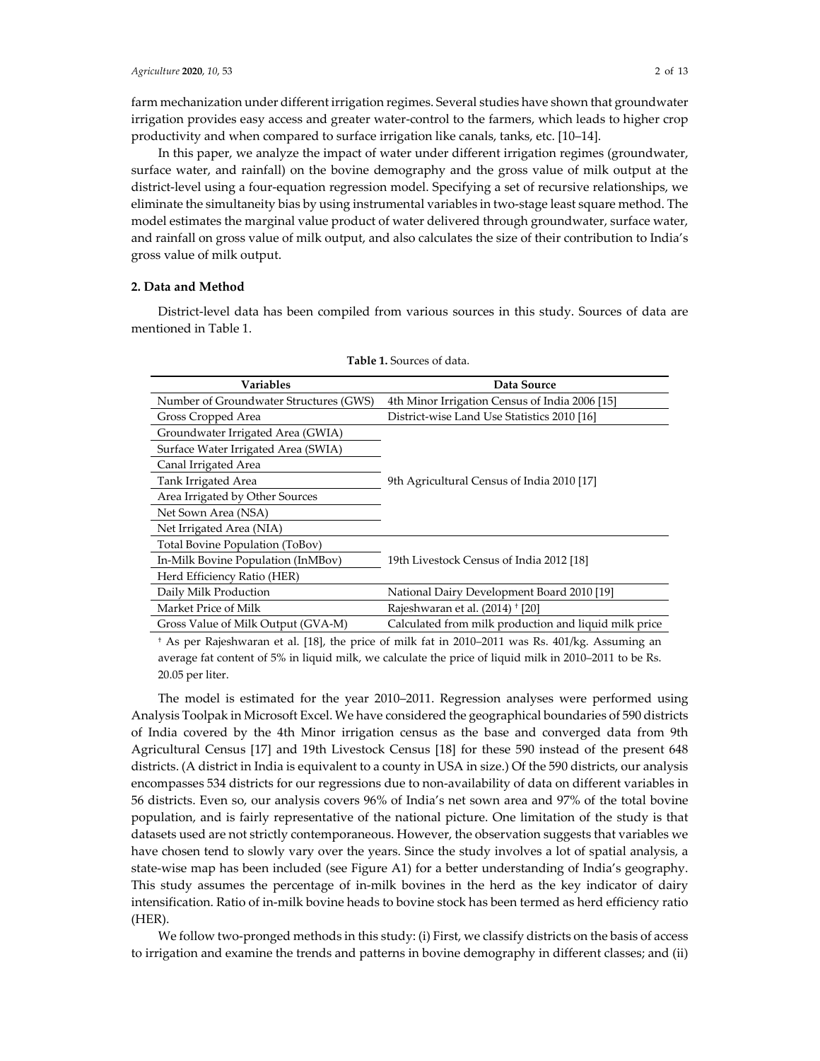farm mechanization under different irrigation regimes. Several studies have shown that groundwater irrigation provides easy access and greater water-control to the farmers, which leads to higher crop productivity and when compared to surface irrigation like canals, tanks, etc. [10–14].

In this paper, we analyze the impact of water under different irrigation regimes (groundwater, surface water, and rainfall) on the bovine demography and the gross value of milk output at the district-level using a four-equation regression model. Specifying a set of recursive relationships, we eliminate the simultaneity bias by using instrumental variables in two-stage least square method. The model estimates the marginal value product of water delivered through groundwater, surface water, and rainfall on gross value of milk output, and also calculates the size of their contribution to India's gross value of milk output.

## 2. Data and Method

District-level data has been compiled from various sources in this study. Sources of data are mentioned in Table 1.

**Table 1.** Sources of data.

| Variables | Data Source |
| --- | --- |
| Number of Groundwater Structures (GWS) | 4th Minor Irrigation Census of India 2006 [15] |
| Gross Cropped Area | District-wise Land Use Statistics 2010 [16] |
| Groundwater Irrigated Area (GWIA) | 9th Agricultural Census of India 2010 [17] |
| Surface Water Irrigated Area (SWIA) | |
| Canal Irrigated Area | |
| Tank Irrigated Area | |
| Area Irrigated by Other Sources | |
| Net Sown Area (NSA) | |
| Net Irrigated Area (NIA) | |
| Total Bovine Population (ToBov) | 19th Livestock Census of India 2012 [18] |
| In-Milk Bovine Population (InMBov) | |
| Herd Efficiency Ratio (HER) | |
| Daily Milk Production | National Dairy Development Board 2010 [19] |
| Market Price of Milk | Rajeshwaran et al. (2014) † [20] |
| Gross Value of Milk Output (GVA-M) | Calculated from milk production and liquid milk price |

† As per Rajeshwaran et al. [18], the price of milk fat in 2010–2011 was Rs. 401/kg. Assuming an average fat content of 5% in liquid milk, we calculate the price of liquid milk in 2010–2011 to be Rs. 20.05 per liter.

The model is estimated for the year 2010–2011. Regression analyses were performed using Analysis Toolpak in Microsoft Excel. We have considered the geographical boundaries of 590 districts of India covered by the 4th Minor irrigation census as the base and converged data from 9th Agricultural Census [17] and 19th Livestock Census [18] for these 590 instead of the present 648 districts. (A district in India is equivalent to a county in USA in size.) Of the 590 districts, our analysis encompasses 534 districts for our regressions due to non-availability of data on different variables in 56 districts. Even so, our analysis covers 96% of India's net sown area and 97% of the total bovine population, and is fairly representative of the national picture. One limitation of the study is that datasets used are not strictly contemporaneous. However, the observation suggests that variables we have chosen tend to slowly vary over the years. Since the study involves a lot of spatial analysis, a state-wise map has been included (see Figure A1) for a better understanding of India's geography. This study assumes the percentage of in-milk bovines in the herd as the key indicator of dairy intensification. Ratio of in-milk bovine heads to bovine stock has been termed as herd efficiency ratio (HER).

We follow two-pronged methods in this study: (i) First, we classify districts on the basis of access to irrigation and examine the trends and patterns in bovine demography in different classes; and (ii)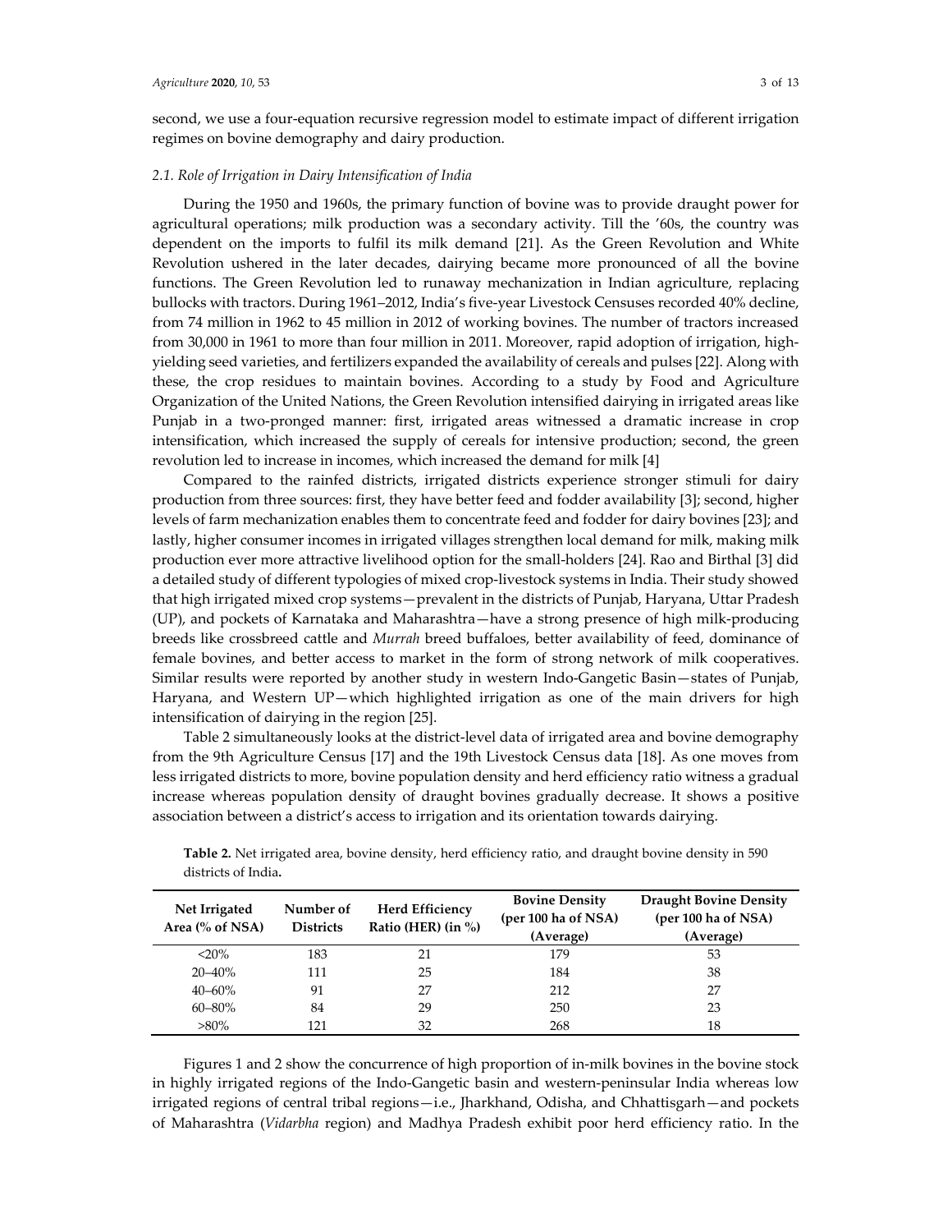second, we use a four-equation recursive regression model to estimate impact of different irrigation regimes on bovine demography and dairy production.

### *2.1. Role of Irrigation in Dairy Intensification of India*

During the 1950 and 1960s, the primary function of bovine was to provide draught power for agricultural operations; milk production was a secondary activity. Till the '60s, the country was dependent on the imports to fulfil its milk demand [21]. As the Green Revolution and White Revolution ushered in the later decades, dairying became more pronounced of all the bovine functions. The Green Revolution led to runaway mechanization in Indian agriculture, replacing bullocks with tractors. During 1961–2012, India's five-year Livestock Censuses recorded 40% decline, from 74 million in 1962 to 45 million in 2012 of working bovines. The number of tractors increased from 30,000 in 1961 to more than four million in 2011. Moreover, rapid adoption of irrigation, high-yielding seed varieties, and fertilizers expanded the availability of cereals and pulses [22]. Along with these, the crop residues to maintain bovines. According to a study by Food and Agriculture Organization of the United Nations, the Green Revolution intensified dairying in irrigated areas like Punjab in a two-pronged manner: first, irrigated areas witnessed a dramatic increase in crop intensification, which increased the supply of cereals for intensive production; second, the green revolution led to increase in incomes, which increased the demand for milk [4]

Compared to the rainfed districts, irrigated districts experience stronger stimuli for dairy production from three sources: first, they have better feed and fodder availability [3]; second, higher levels of farm mechanization enables them to concentrate feed and fodder for dairy bovines [23]; and lastly, higher consumer incomes in irrigated villages strengthen local demand for milk, making milk production ever more attractive livelihood option for the small-holders [24]. Rao and Birthal [3] did a detailed study of different typologies of mixed crop-livestock systems in India. Their study showed that high irrigated mixed crop systems—prevalent in the districts of Punjab, Haryana, Uttar Pradesh (UP), and pockets of Karnataka and Maharashtra—have a strong presence of high milk-producing breeds like crossbreed cattle and *Murrah* breed buffaloes, better availability of feed, dominance of female bovines, and better access to market in the form of strong network of milk cooperatives. Similar results were reported by another study in western Indo-Gangetic Basin—states of Punjab, Haryana, and Western UP—which highlighted irrigation as one of the main drivers for high intensification of dairying in the region [25].

Table 2 simultaneously looks at the district-level data of irrigated area and bovine demography from the 9th Agriculture Census [17] and the 19th Livestock Census data [18]. As one moves from less irrigated districts to more, bovine population density and herd efficiency ratio witness a gradual increase whereas population density of draught bovines gradually decrease. It shows a positive association between a district's access to irrigation and its orientation towards dairying.

**Table 2.** Net irrigated area, bovine density, herd efficiency ratio, and draught bovine density in 590 districts of India.

| Net Irrigated Area (% of NSA) | Number of Districts | Herd Efficiency Ratio (HER) (in %) | Bovine Density (per 100 ha of NSA) (Average) | Draught Bovine Density (per 100 ha of NSA) (Average) |
|---|---|---|---|---|
| <20% | 183 | 21 | 179 | 53 |
| 20–40% | 111 | 25 | 184 | 38 |
| 40–60% | 91 | 27 | 212 | 27 |
| 60–80% | 84 | 29 | 250 | 23 |
| >80% | 121 | 32 | 268 | 18 |

Figures 1 and 2 show the concurrence of high proportion of in-milk bovines in the bovine stock in highly irrigated regions of the Indo-Gangetic basin and western-peninsular India whereas low irrigated regions of central tribal regions—i.e., Jharkhand, Odisha, and Chhattisgarh—and pockets of Maharashtra (*Vidarbha* region) and Madhya Pradesh exhibit poor herd efficiency ratio. In the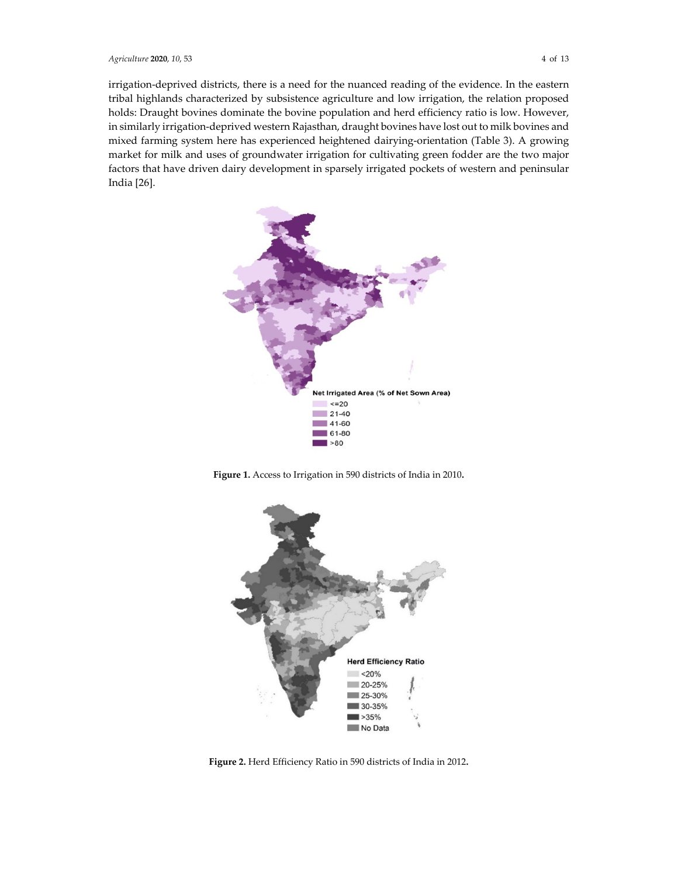irrigation-deprived districts, there is a need for the nuanced reading of the evidence. In the eastern tribal highlands characterized by subsistence agriculture and low irrigation, the relation proposed holds: Draught bovines dominate the bovine population and herd efficiency ratio is low. However, in similarly irrigation-deprived western Rajasthan, draught bovines have lost out to milk bovines and mixed farming system here has experienced heightened dairying-orientation (Table 3). A growing market for milk and uses of groundwater irrigation for cultivating green fodder are the two major factors that have driven dairy development in sparsely irrigated pockets of western and peninsular India [26].

**Figure 1.** Access to Irrigation in 590 districts of India in 2010.

**Figure 2.** Herd Efficiency Ratio in 590 districts of India in 2012.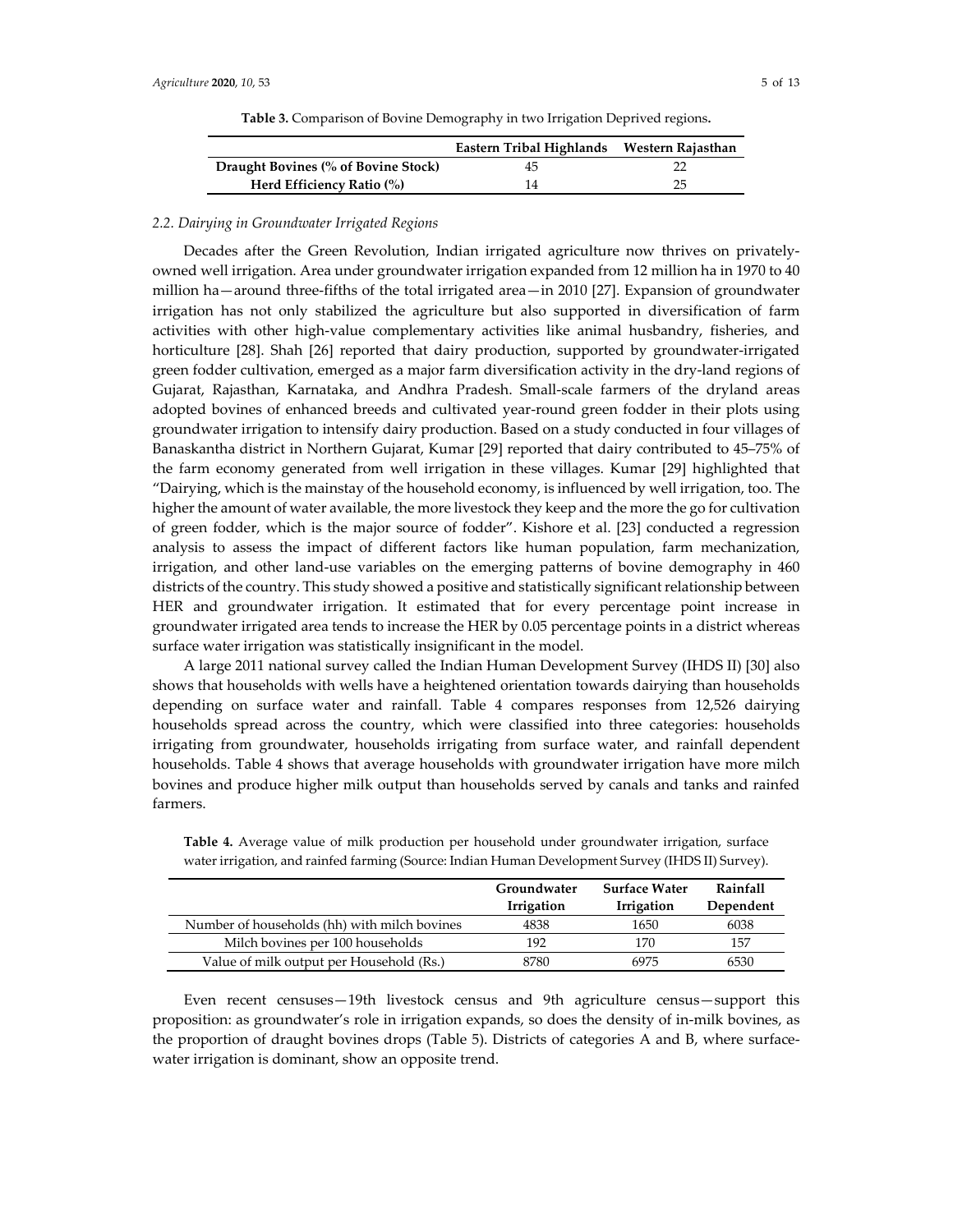**Table 3.** Comparison of Bovine Demography in two Irrigation Deprived regions**.**

| | Eastern Tribal Highlands | Western Rajasthan |
|---|---|---|
| **Draught Bovines (% of Bovine Stock)** | 45 | 22 |
| **Herd Efficiency Ratio (%)** | 14 | 25 |

### *2.2. Dairying in Groundwater Irrigated Regions*

Decades after the Green Revolution, Indian irrigated agriculture now thrives on privately-owned well irrigation. Area under groundwater irrigation expanded from 12 million ha in 1970 to 40 million ha—around three-fifths of the total irrigated area—in 2010 [27]. Expansion of groundwater irrigation has not only stabilized the agriculture but also supported in diversification of farm activities with other high-value complementary activities like animal husbandry, fisheries, and horticulture [28]. Shah [26] reported that dairy production, supported by groundwater-irrigated green fodder cultivation, emerged as a major farm diversification activity in the dry-land regions of Gujarat, Rajasthan, Karnataka, and Andhra Pradesh. Small-scale farmers of the dryland areas adopted bovines of enhanced breeds and cultivated year-round green fodder in their plots using groundwater irrigation to intensify dairy production. Based on a study conducted in four villages of Banaskantha district in Northern Gujarat, Kumar [29] reported that dairy contributed to 45–75% of the farm economy generated from well irrigation in these villages. Kumar [29] highlighted that "Dairying, which is the mainstay of the household economy, is influenced by well irrigation, too. The higher the amount of water available, the more livestock they keep and the more the go for cultivation of green fodder, which is the major source of fodder". Kishore et al. [23] conducted a regression analysis to assess the impact of different factors like human population, farm mechanization, irrigation, and other land-use variables on the emerging patterns of bovine demography in 460 districts of the country. This study showed a positive and statistically significant relationship between HER and groundwater irrigation. It estimated that for every percentage point increase in groundwater irrigated area tends to increase the HER by 0.05 percentage points in a district whereas surface water irrigation was statistically insignificant in the model.

A large 2011 national survey called the Indian Human Development Survey (IHDS II) [30] also shows that households with wells have a heightened orientation towards dairying than households depending on surface water and rainfall. Table 4 compares responses from 12,526 dairying households spread across the country, which were classified into three categories: households irrigating from groundwater, households irrigating from surface water, and rainfall dependent households. Table 4 shows that average households with groundwater irrigation have more milch bovines and produce higher milk output than households served by canals and tanks and rainfed farmers.

**Table 4.** Average value of milk production per household under groundwater irrigation, surface water irrigation, and rainfed farming (Source: Indian Human Development Survey (IHDS II) Survey).

| | Groundwater Irrigation | Surface Water Irrigation | Rainfall Dependent |
|---|---|---|---|
| Number of households (hh) with milch bovines | 4838 | 1650 | 6038 |
| Milch bovines per 100 households | 192 | 170 | 157 |
| Value of milk output per Household (Rs.) | 8780 | 6975 | 6530 |

Even recent censuses—19th livestock census and 9th agriculture census—support this proposition: as groundwater's role in irrigation expands, so does the density of in-milk bovines, as the proportion of draught bovines drops (Table 5). Districts of categories A and B, where surface-water irrigation is dominant, show an opposite trend.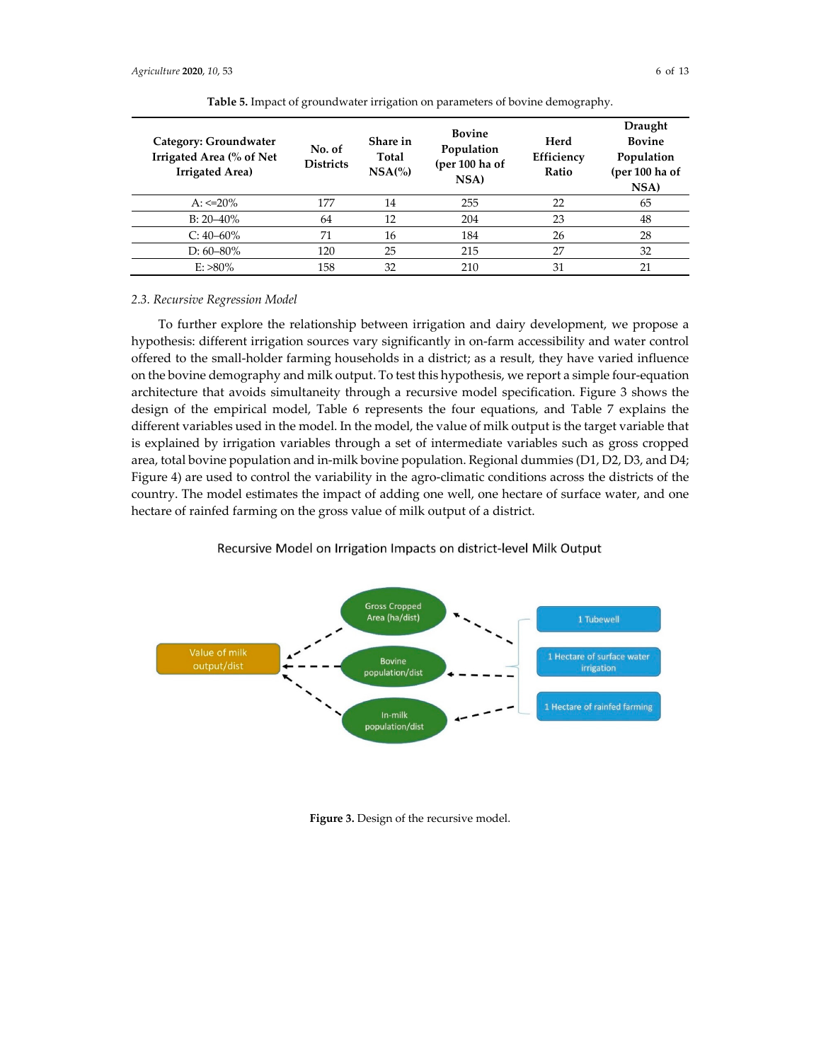**Table 5.** Impact of groundwater irrigation on parameters of bovine demography.

| Category: Groundwater Irrigated Area (% of Net Irrigated Area) | No. of Districts | Share in Total NSA(%) | Bovine Population (per 100 ha of NSA) | Herd Efficiency Ratio | Draught Bovine Population (per 100 ha of NSA) |
|---|---|---|---|---|---|
| A: <=20% | 177 | 14 | 255 | 22 | 65 |
| B: 20–40% | 64 | 12 | 204 | 23 | 48 |
| C: 40–60% | 71 | 16 | 184 | 26 | 28 |
| D: 60–80% | 120 | 25 | 215 | 27 | 32 |
| E: >80% | 158 | 32 | 210 | 31 | 21 |

### 2.3. Recursive Regression Model

To further explore the relationship between irrigation and dairy development, we propose a hypothesis: different irrigation sources vary significantly in on-farm accessibility and water control offered to the small-holder farming households in a district; as a result, they have varied influence on the bovine demography and milk output. To test this hypothesis, we report a simple four-equation architecture that avoids simultaneity through a recursive model specification. Figure 3 shows the design of the empirical model, Table 6 represents the four equations, and Table 7 explains the different variables used in the model. In the model, the value of milk output is the target variable that is explained by irrigation variables through a set of intermediate variables such as gross cropped area, total bovine population and in-milk bovine population. Regional dummies (D1, D2, D3, and D4; Figure 4) are used to control the variability in the agro-climatic conditions across the districts of the country. The model estimates the impact of adding one well, one hectare of surface water, and one hectare of rainfed farming on the gross value of milk output of a district.

Recursive Model on Irrigation Impacts on district-level Milk Output

Value of milk output/dist ← Gross Cropped Area (ha/dist), Bovine population/dist, In-milk population/dist ← 1 Tubewell, 1 Hectare of surface water irrigation, 1 Hectare of rainfed farming

**Figure 3.** Design of the recursive model.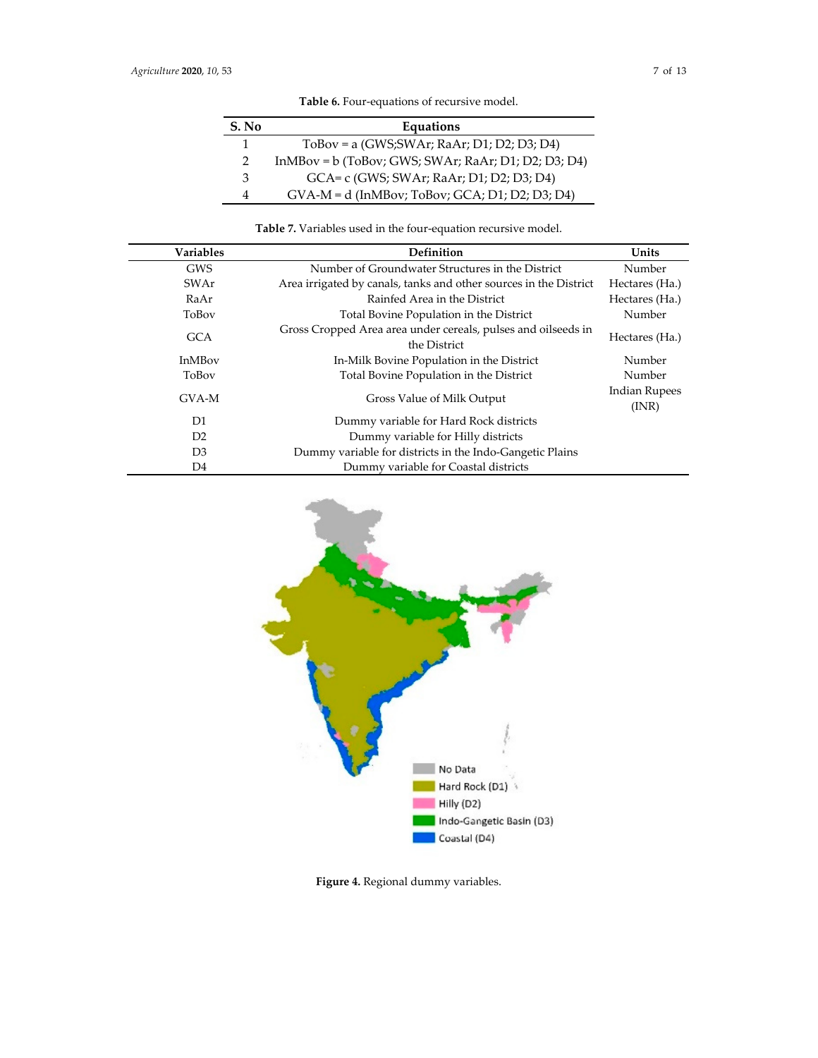**Table 6.** Four-equations of recursive model.

| S. No | Equations |
| --- | --- |
| 1 | ToBov = a (GWS;SWAr; RaAr; D1; D2; D3; D4) |
| 2 | InMBov = b (ToBov; GWS; SWAr; RaAr; D1; D2; D3; D4) |
| 3 | GCA= c (GWS; SWAr; RaAr; D1; D2; D3; D4) |
| 4 | GVA-M = d (InMBov; ToBov; GCA; D1; D2; D3; D4) |

**Table 7.** Variables used in the four-equation recursive model.

| Variables | Definition | Units |
| --- | --- | --- |
| GWS | Number of Groundwater Structures in the District | Number |
| SWAr | Area irrigated by canals, tanks and other sources in the District | Hectares (Ha.) |
| RaAr | Rainfed Area in the District | Hectares (Ha.) |
| ToBov | Total Bovine Population in the District | Number |
| GCA | Gross Cropped Area area under cereals, pulses and oilseeds in the District | Hectares (Ha.) |
| InMBov | In-Milk Bovine Population in the District | Number |
| ToBov | Total Bovine Population in the District | Number |
| GVA-M | Gross Value of Milk Output | Indian Rupees (INR) |
| D1 | Dummy variable for Hard Rock districts | |
| D2 | Dummy variable for Hilly districts | |
| D3 | Dummy variable for districts in the Indo-Gangetic Plains | |
| D4 | Dummy variable for Coastal districts | |

No Data
Hard Rock (D1)
Hilly (D2)
Indo-Gangetic Basin (D3)
Coastal (D4)

**Figure 4.** Regional dummy variables.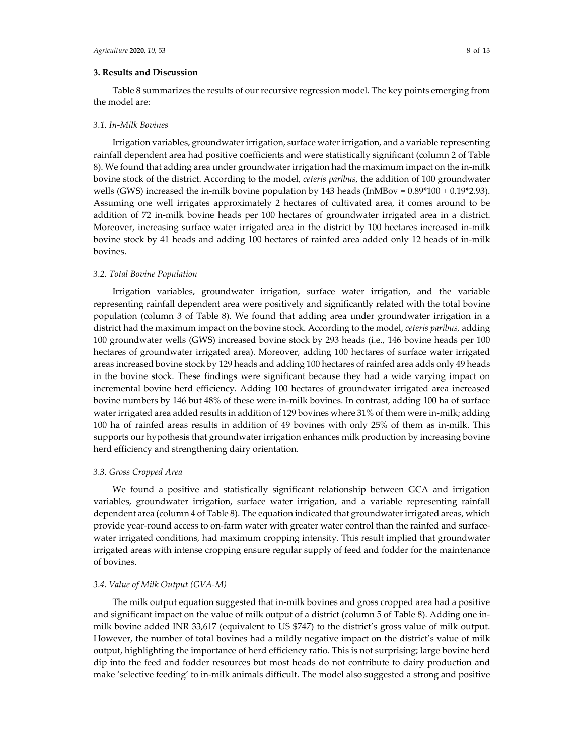## 3. Results and Discussion

Table 8 summarizes the results of our recursive regression model. The key points emerging from the model are:

### 3.1. In-Milk Bovines

Irrigation variables, groundwater irrigation, surface water irrigation, and a variable representing rainfall dependent area had positive coefficients and were statistically significant (column 2 of Table 8). We found that adding area under groundwater irrigation had the maximum impact on the in-milk bovine stock of the district. According to the model, *ceteris paribus*, the addition of 100 groundwater wells (GWS) increased the in-milk bovine population by 143 heads (InMBov = 0.89\*100 + 0.19\*2.93). Assuming one well irrigates approximately 2 hectares of cultivated area, it comes around to be addition of 72 in-milk bovine heads per 100 hectares of groundwater irrigated area in a district. Moreover, increasing surface water irrigated area in the district by 100 hectares increased in-milk bovine stock by 41 heads and adding 100 hectares of rainfed area added only 12 heads of in-milk bovines.

### 3.2. Total Bovine Population

Irrigation variables, groundwater irrigation, surface water irrigation, and the variable representing rainfall dependent area were positively and significantly related with the total bovine population (column 3 of Table 8). We found that adding area under groundwater irrigation in a district had the maximum impact on the bovine stock. According to the model, *ceteris paribus*, adding 100 groundwater wells (GWS) increased bovine stock by 293 heads (i.e., 146 bovine heads per 100 hectares of groundwater irrigated area). Moreover, adding 100 hectares of surface water irrigated areas increased bovine stock by 129 heads and adding 100 hectares of rainfed area adds only 49 heads in the bovine stock. These findings were significant because they had a wide varying impact on incremental bovine herd efficiency. Adding 100 hectares of groundwater irrigated area increased bovine numbers by 146 but 48% of these were in-milk bovines. In contrast, adding 100 ha of surface water irrigated area added results in addition of 129 bovines where 31% of them were in-milk; adding 100 ha of rainfed areas results in addition of 49 bovines with only 25% of them as in-milk. This supports our hypothesis that groundwater irrigation enhances milk production by increasing bovine herd efficiency and strengthening dairy orientation.

### 3.3. Gross Cropped Area

We found a positive and statistically significant relationship between GCA and irrigation variables, groundwater irrigation, surface water irrigation, and a variable representing rainfall dependent area (column 4 of Table 8). The equation indicated that groundwater irrigated areas, which provide year-round access to on-farm water with greater water control than the rainfed and surface-water irrigated conditions, had maximum cropping intensity. This result implied that groundwater irrigated areas with intense cropping ensure regular supply of feed and fodder for the maintenance of bovines.

### 3.4. Value of Milk Output (GVA-M)

The milk output equation suggested that in-milk bovines and gross cropped area had a positive and significant impact on the value of milk output of a district (column 5 of Table 8). Adding one in-milk bovine added INR 33,617 (equivalent to US $747) to the district's gross value of milk output. However, the number of total bovines had a mildly negative impact on the district's value of milk output, highlighting the importance of herd efficiency ratio. This is not surprising; large bovine herd dip into the feed and fodder resources but most heads do not contribute to dairy production and make 'selective feeding' to in-milk animals difficult. The model also suggested a strong and positive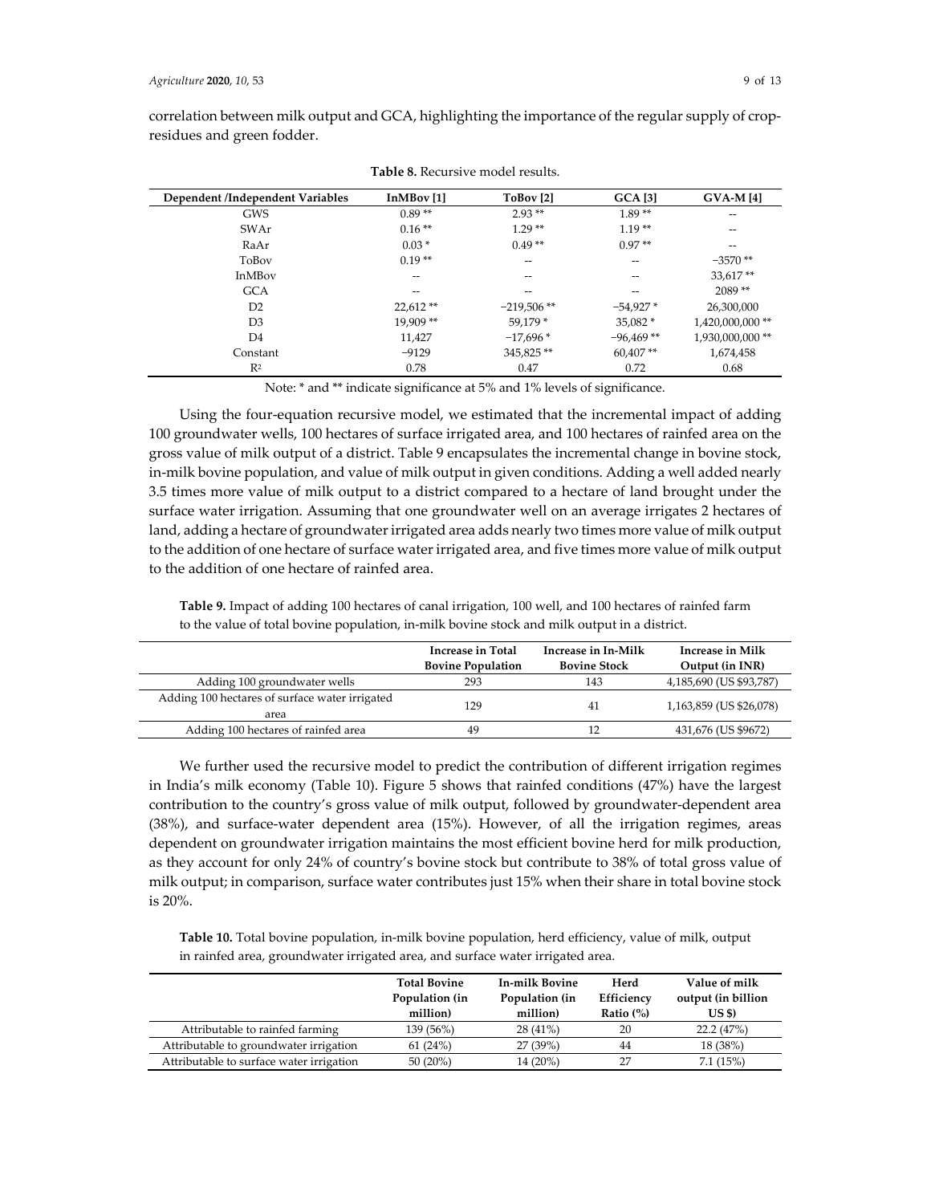correlation between milk output and GCA, highlighting the importance of the regular supply of crop-residues and green fodder.

**Table 8.** Recursive model results.

| Dependent /Independent Variables | InMBov [1] | ToBov [2] | GCA [3] | GVA-M [4] |
|---|---|---|---|---|
| GWS | 0.89 ** | 2.93 ** | 1.89 ** | -- |
| SWAr | 0.16 ** | 1.29 ** | 1.19 ** | -- |
| RaAr | 0.03 * | 0.49 ** | 0.97 ** | -- |
| ToBov | 0.19 ** | -- | -- | −3570 ** |
| InMBov | -- | -- | -- | 33,617 ** |
| GCA | -- | -- | -- | 2089 ** |
| D2 | 22,612 ** | −219,506 ** | −54,927 * | 26,300,000 |
| D3 | 19,909 ** | 59,179 * | 35,082 * | 1,420,000,000 ** |
| D4 | 11,427 | −17,696 * | −96,469 ** | 1,930,000,000 ** |
| Constant | −9129 | 345,825 ** | 60,407 ** | 1,674,458 |
| $R^2$ | 0.78 | 0.47 | 0.72 | 0.68 |

Note: * and ** indicate significance at 5% and 1% levels of significance.

Using the four-equation recursive model, we estimated that the incremental impact of adding 100 groundwater wells, 100 hectares of surface irrigated area, and 100 hectares of rainfed area on the gross value of milk output of a district. Table 9 encapsulates the incremental change in bovine stock, in-milk bovine population, and value of milk output in given conditions. Adding a well added nearly 3.5 times more value of milk output to a district compared to a hectare of land brought under the surface water irrigation. Assuming that one groundwater well on an average irrigates 2 hectares of land, adding a hectare of groundwater irrigated area adds nearly two times more value of milk output to the addition of one hectare of surface water irrigated area, and five times more value of milk output to the addition of one hectare of rainfed area.

**Table 9.** Impact of adding 100 hectares of canal irrigation, 100 well, and 100 hectares of rainfed farm to the value of total bovine population, in-milk bovine stock and milk output in a district.

| | Increase in Total Bovine Population | Increase in In-Milk Bovine Stock | Increase in Milk Output (in INR) |
|---|---|---|---|
| Adding 100 groundwater wells | 293 | 143 | 4,185,690 (US $93,787) |
| Adding 100 hectares of surface water irrigated area | 129 | 41 | 1,163,859 (US $26,078) |
| Adding 100 hectares of rainfed area | 49 | 12 | 431,676 (US $9672) |

We further used the recursive model to predict the contribution of different irrigation regimes in India's milk economy (Table 10). Figure 5 shows that rainfed conditions (47%) have the largest contribution to the country's gross value of milk output, followed by groundwater-dependent area (38%), and surface-water dependent area (15%). However, of all the irrigation regimes, areas dependent on groundwater irrigation maintains the most efficient bovine herd for milk production, as they account for only 24% of country's bovine stock but contribute to 38% of total gross value of milk output; in comparison, surface water contributes just 15% when their share in total bovine stock is 20%.

**Table 10.** Total bovine population, in-milk bovine population, herd efficiency, value of milk, output in rainfed area, groundwater irrigated area, and surface water irrigated area.

| | Total Bovine Population (in million) | In-milk Bovine Population (in million) | Herd Efficiency Ratio (%) | Value of milk output (in billion US $) |
|---|---|---|---|---|
| Attributable to rainfed farming | 139 (56%) | 28 (41%) | 20 | 22.2 (47%) |
| Attributable to groundwater irrigation | 61 (24%) | 27 (39%) | 44 | 18 (38%) |
| Attributable to surface water irrigation | 50 (20%) | 14 (20%) | 27 | 7.1 (15%) |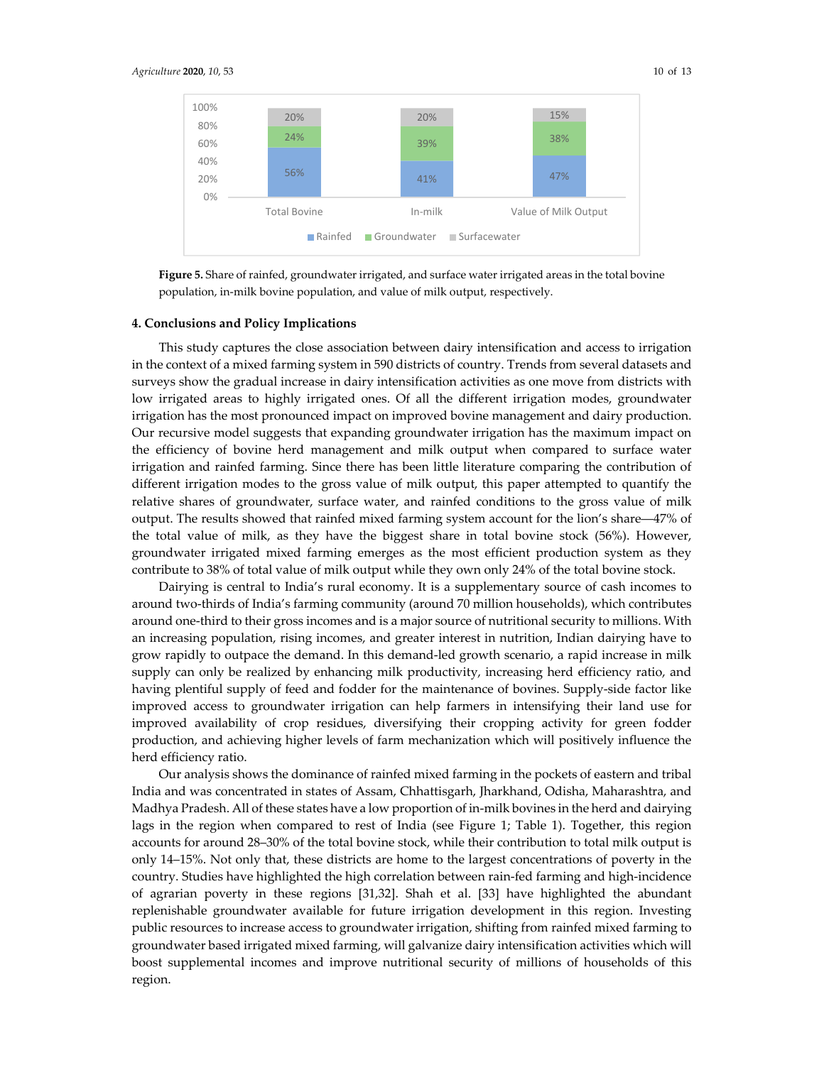Figure 5. Share of rainfed, groundwater irrigated, and surface water irrigated areas in the total bovine population, in-milk bovine population, and value of milk output, respectively.

## 4. Conclusions and Policy Implications

This study captures the close association between dairy intensification and access to irrigation in the context of a mixed farming system in 590 districts of country. Trends from several datasets and surveys show the gradual increase in dairy intensification activities as one move from districts with low irrigated areas to highly irrigated ones. Of all the different irrigation modes, groundwater irrigation has the most pronounced impact on improved bovine management and dairy production. Our recursive model suggests that expanding groundwater irrigation has the maximum impact on the efficiency of bovine herd management and milk output when compared to surface water irrigation and rainfed farming. Since there has been little literature comparing the contribution of different irrigation modes to the gross value of milk output, this paper attempted to quantify the relative shares of groundwater, surface water, and rainfed conditions to the gross value of milk output. The results showed that rainfed mixed farming system account for the lion's share—47% of the total value of milk, as they have the biggest share in total bovine stock (56%). However, groundwater irrigated mixed farming emerges as the most efficient production system as they contribute to 38% of total value of milk output while they own only 24% of the total bovine stock.

Dairying is central to India's rural economy. It is a supplementary source of cash incomes to around two-thirds of India's farming community (around 70 million households), which contributes around one-third to their gross incomes and is a major source of nutritional security to millions. With an increasing population, rising incomes, and greater interest in nutrition, Indian dairying have to grow rapidly to outpace the demand. In this demand-led growth scenario, a rapid increase in milk supply can only be realized by enhancing milk productivity, increasing herd efficiency ratio, and having plentiful supply of feed and fodder for the maintenance of bovines. Supply-side factor like improved access to groundwater irrigation can help farmers in intensifying their land use for improved availability of crop residues, diversifying their cropping activity for green fodder production, and achieving higher levels of farm mechanization which will positively influence the herd efficiency ratio.

Our analysis shows the dominance of rainfed mixed farming in the pockets of eastern and tribal India and was concentrated in states of Assam, Chhattisgarh, Jharkhand, Odisha, Maharashtra, and Madhya Pradesh. All of these states have a low proportion of in-milk bovines in the herd and dairying lags in the region when compared to rest of India (see Figure 1; Table 1). Together, this region accounts for around 28–30% of the total bovine stock, while their contribution to total milk output is only 14–15%. Not only that, these districts are home to the largest concentrations of poverty in the country. Studies have highlighted the high correlation between rain-fed farming and high-incidence of agrarian poverty in these regions [31,32]. Shah et al. [33] have highlighted the abundant replenishable groundwater available for future irrigation development in this region. Investing public resources to increase access to groundwater irrigation, shifting from rainfed mixed farming to groundwater based irrigated mixed farming, will galvanize dairy intensification activities which will boost supplemental incomes and improve nutritional security of millions of households of this region.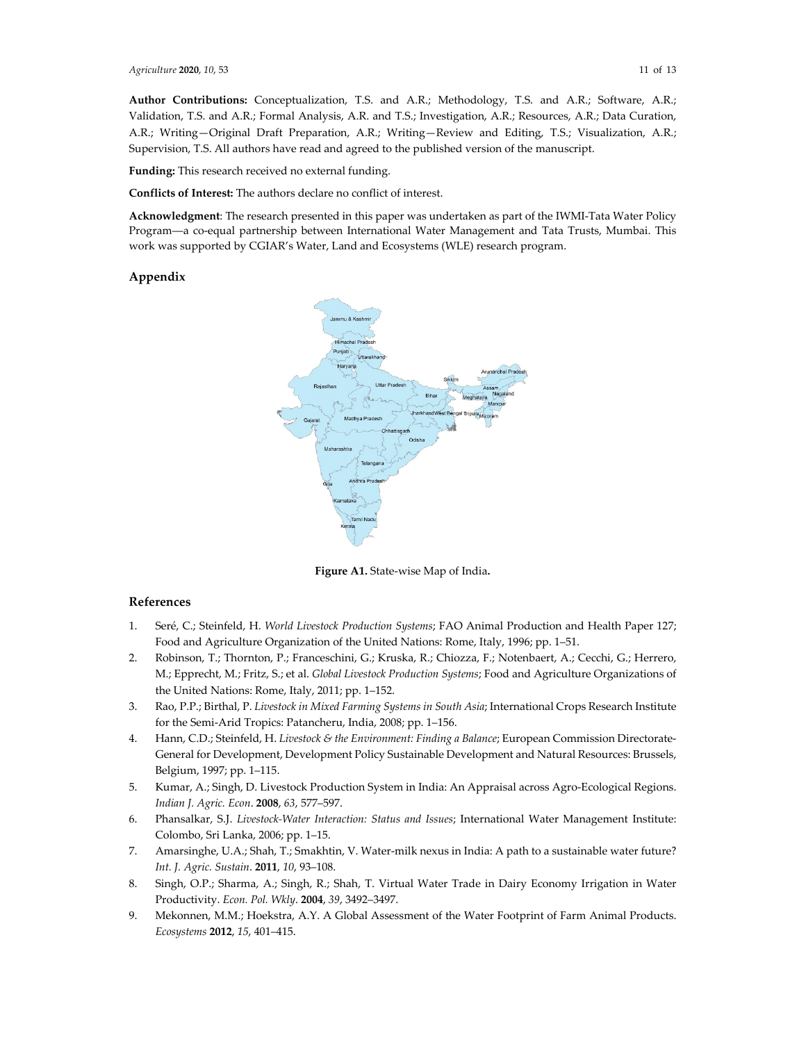**Author Contributions:** Conceptualization, T.S. and A.R.; Methodology, T.S. and A.R.; Software, A.R.; Validation, T.S. and A.R.; Formal Analysis, A.R. and T.S.; Investigation, A.R.; Resources, A.R.; Data Curation, A.R.; Writing—Original Draft Preparation, A.R.; Writing—Review and Editing, T.S.; Visualization, A.R.; Supervision, T.S. All authors have read and agreed to the published version of the manuscript.

**Funding:** This research received no external funding.

**Conflicts of Interest:** The authors declare no conflict of interest.

**Acknowledgment**: The research presented in this paper was undertaken as part of the IWMI-Tata Water Policy Program—a co-equal partnership between International Water Management and Tata Trusts, Mumbai. This work was supported by CGIAR's Water, Land and Ecosystems (WLE) research program.

## Appendix

**Figure A1.** State-wise Map of India**.**

## References

1. Seré, C.; Steinfeld, H. *World Livestock Production Systems*; FAO Animal Production and Health Paper 127; Food and Agriculture Organization of the United Nations: Rome, Italy, 1996; pp. 1–51.
2. Robinson, T.; Thornton, P.; Franceschini, G.; Kruska, R.; Chiozza, F.; Notenbaert, A.; Cecchi, G.; Herrero, M.; Epprecht, M.; Fritz, S.; et al. *Global Livestock Production Systems*; Food and Agriculture Organizations of the United Nations: Rome, Italy, 2011; pp. 1–152.
3. Rao, P.P.; Birthal, P. *Livestock in Mixed Farming Systems in South Asia*; International Crops Research Institute for the Semi-Arid Tropics: Patancheru, India, 2008; pp. 1–156.
4. Hann, C.D.; Steinfeld, H. *Livestock & the Environment: Finding a Balance*; European Commission Directorate-General for Development, Development Policy Sustainable Development and Natural Resources: Brussels, Belgium, 1997; pp. 1–115.
5. Kumar, A.; Singh, D. Livestock Production System in India: An Appraisal across Agro-Ecological Regions. *Indian J. Agric. Econ*. **2008**, *63*, 577–597.
6. Phansalkar, S.J. *Livestock-Water Interaction: Status and Issues*; International Water Management Institute: Colombo, Sri Lanka, 2006; pp. 1–15.
7. Amarsinghe, U.A.; Shah, T.; Smakhtin, V. Water-milk nexus in India: A path to a sustainable water future? *Int. J. Agric. Sustain*. **2011**, *10*, 93–108.
8. Singh, O.P.; Sharma, A.; Singh, R.; Shah, T. Virtual Water Trade in Dairy Economy Irrigation in Water Productivity. *Econ. Pol. Wkly*. **2004**, *39*, 3492–3497.
9. Mekonnen, M.M.; Hoekstra, A.Y. A Global Assessment of the Water Footprint of Farm Animal Products. *Ecosystems* **2012**, *15*, 401–415.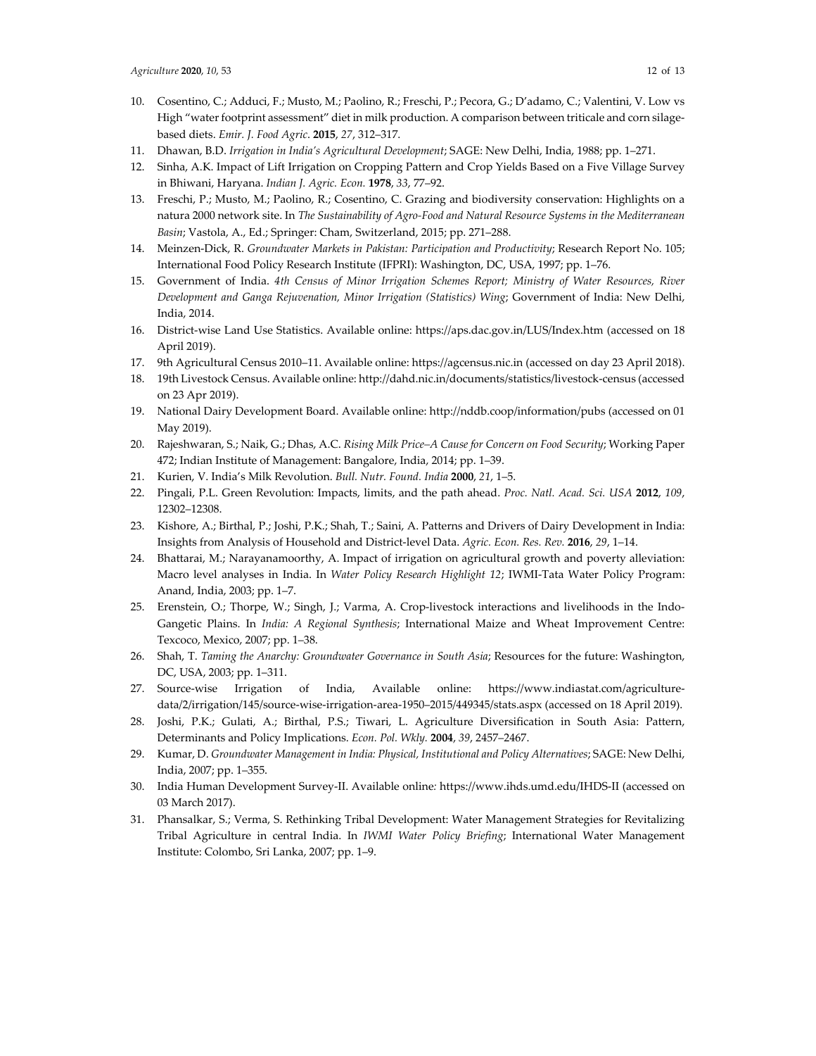10. Cosentino, C.; Adduci, F.; Musto, M.; Paolino, R.; Freschi, P.; Pecora, G.; D'adamo, C.; Valentini, V. Low vs High "water footprint assessment" diet in milk production. A comparison between triticale and corn silage-based diets. *Emir. J. Food Agric.* **2015**, *27*, 312–317.
11. Dhawan, B.D. *Irrigation in India's Agricultural Development*; SAGE: New Delhi, India, 1988; pp. 1–271.
12. Sinha, A.K. Impact of Lift Irrigation on Cropping Pattern and Crop Yields Based on a Five Village Survey in Bhiwani, Haryana. *Indian J. Agric. Econ.* **1978**, *33*, 77–92.
13. Freschi, P.; Musto, M.; Paolino, R.; Cosentino, C. Grazing and biodiversity conservation: Highlights on a natura 2000 network site. In *The Sustainability of Agro-Food and Natural Resource Systems in the Mediterranean Basin*; Vastola, A., Ed.; Springer: Cham, Switzerland, 2015; pp. 271–288.
14. Meinzen-Dick, R. *Groundwater Markets in Pakistan: Participation and Productivity*; Research Report No. 105; International Food Policy Research Institute (IFPRI): Washington, DC, USA, 1997; pp. 1–76.
15. Government of India. *4th Census of Minor Irrigation Schemes Report; Ministry of Water Resources, River Development and Ganga Rejuvenation, Minor Irrigation (Statistics) Wing*; Government of India: New Delhi, India, 2014.
16. District-wise Land Use Statistics. Available online: https://aps.dac.gov.in/LUS/Index.htm (accessed on 18 April 2019).
17. 9th Agricultural Census 2010–11. Available online: https://agcensus.nic.in (accessed on day 23 April 2018).
18. 19th Livestock Census. Available online: http://dahd.nic.in/documents/statistics/livestock-census (accessed on 23 Apr 2019).
19. National Dairy Development Board. Available online: http://nddb.coop/information/pubs (accessed on 01 May 2019).
20. Rajeshwaran, S.; Naik, G.; Dhas, A.C. *Rising Milk Price–A Cause for Concern on Food Security*; Working Paper 472; Indian Institute of Management: Bangalore, India, 2014; pp. 1–39.
21. Kurien, V. India's Milk Revolution. *Bull. Nutr. Found. India* **2000**, *21*, 1–5.
22. Pingali, P.L. Green Revolution: Impacts, limits, and the path ahead. *Proc. Natl. Acad. Sci. USA* **2012**, *109*, 12302–12308.
23. Kishore, A.; Birthal, P.; Joshi, P.K.; Shah, T.; Saini, A. Patterns and Drivers of Dairy Development in India: Insights from Analysis of Household and District-level Data. *Agric. Econ. Res. Rev.* **2016**, *29*, 1–14.
24. Bhattarai, M.; Narayanamoorthy, A. Impact of irrigation on agricultural growth and poverty alleviation: Macro level analyses in India. In *Water Policy Research Highlight 12*; IWMI-Tata Water Policy Program: Anand, India, 2003; pp. 1–7.
25. Erenstein, O.; Thorpe, W.; Singh, J.; Varma, A. Crop-livestock interactions and livelihoods in the Indo-Gangetic Plains. In *India: A Regional Synthesis*; International Maize and Wheat Improvement Centre: Texcoco, Mexico, 2007; pp. 1–38.
26. Shah, T. *Taming the Anarchy: Groundwater Governance in South Asia*; Resources for the future: Washington, DC, USA, 2003; pp. 1–311.
27. Source-wise Irrigation of India, Available online: https://www.indiastat.com/agriculture-data/2/irrigation/145/source-wise-irrigation-area-1950–2015/449345/stats.aspx (accessed on 18 April 2019).
28. Joshi, P.K.; Gulati, A.; Birthal, P.S.; Tiwari, L. Agriculture Diversification in South Asia: Pattern, Determinants and Policy Implications. *Econ. Pol. Wkly.* **2004**, *39*, 2457–2467.
29. Kumar, D. *Groundwater Management in India: Physical, Institutional and Policy Alternatives*; SAGE: New Delhi, India, 2007; pp. 1–355.
30. India Human Development Survey-II. Available online: https://www.ihds.umd.edu/IHDS-II (accessed on 03 March 2017).
31. Phansalkar, S.; Verma, S. Rethinking Tribal Development: Water Management Strategies for Revitalizing Tribal Agriculture in central India. In *IWMI Water Policy Briefing*; International Water Management Institute: Colombo, Sri Lanka, 2007; pp. 1–9.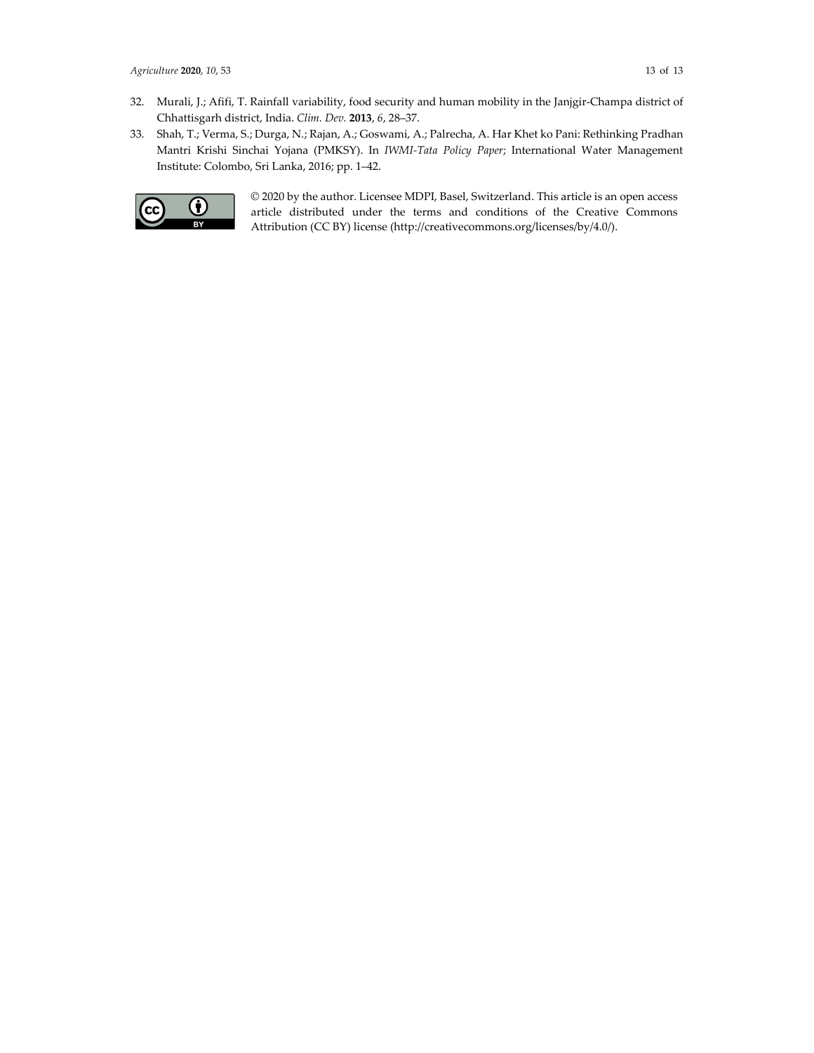32. Murali, J.; Afifi, T. Rainfall variability, food security and human mobility in the Janjgir-Champa district of Chhattisgarh district, India. *Clim. Dev.* **2013**, *6*, 28–37.
33. Shah, T.; Verma, S.; Durga, N.; Rajan, A.; Goswami, A.; Palrecha, A. Har Khet ko Pani: Rethinking Pradhan Mantri Krishi Sinchai Yojana (PMKSY). In *IWMI-Tata Policy Paper*; International Water Management Institute: Colombo, Sri Lanka, 2016; pp. 1–42.

© 2020 by the author. Licensee MDPI, Basel, Switzerland. This article is an open access article distributed under the terms and conditions of the Creative Commons Attribution (CC BY) license (http://creativecommons.org/licenses/by/4.0/).